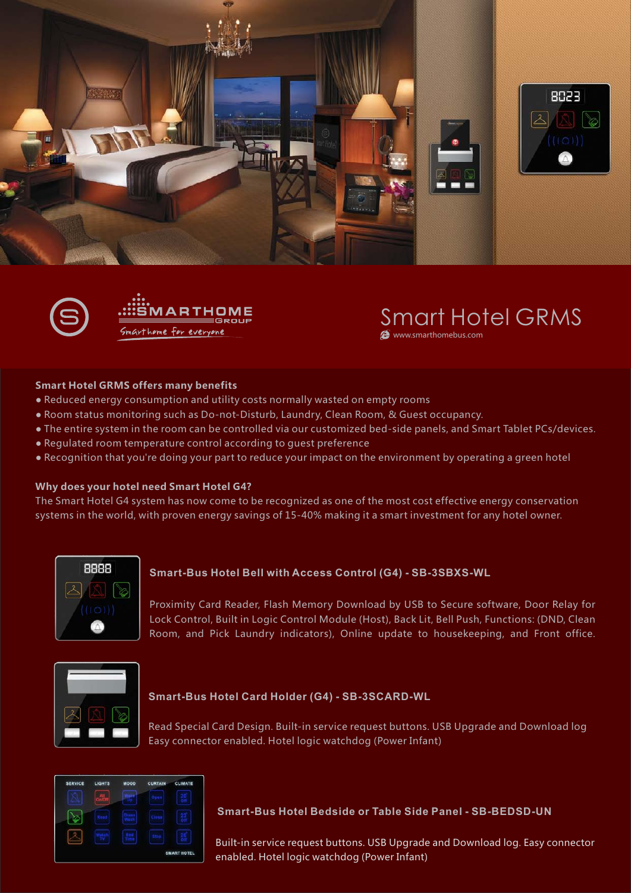SMARTHOME GROUP

Smarthome for everyone

# Smart Hotel GRMS

www.smarthomebus.com

## Smart Hotel GRMS offers many benefits

- Reduced energy consumption and utility costs normally wasted on empty rooms
- Room status monitoring such as Do-not-Disturb, Laundry, Clean Room, & Guest occupancy.
- The entire system in the room can be controlled via our customized bed-side panels, and Smart Tablet PCs/devices.
- Regulated room temperature control according to guest preference
- Recognition that you're doing your part to reduce your impact on the environment by operating a green hotel

## Why does your hotel need Smart Hotel G4?

The Smart Hotel G4 system has now come to be recognized as one of the most cost effective energy conservation systems in the world, with proven energy savings of 15-40% making it a smart investment for any hotel owner.

### Smart-Bus Hotel Bell with Access Control (G4) - SB-3SBXS-WL

Proximity Card Reader, Flash Memory Download by USB to Secure software, Door Relay for Lock Control, Built in Logic Control Module (Host), Back Lit, Bell Push, Functions: (DND, Clean Room, and Pick Laundry indicators), Online update to housekeeping, and Front office.

### Smart-Bus Hotel Card Holder (G4) - SB-3SCARD-WL

Read Special Card Design. Built-in service request buttons. USB Upgrade and Download log Easy connector enabled. Hotel logic watchdog (Power Infant)

### Smart-Bus Hotel Bedside or Table Side Panel - SB-BEDSD-UN

Built-in service request buttons. USB Upgrade and Download log. Easy connector enabled. Hotel logic watchdog (Power Infant)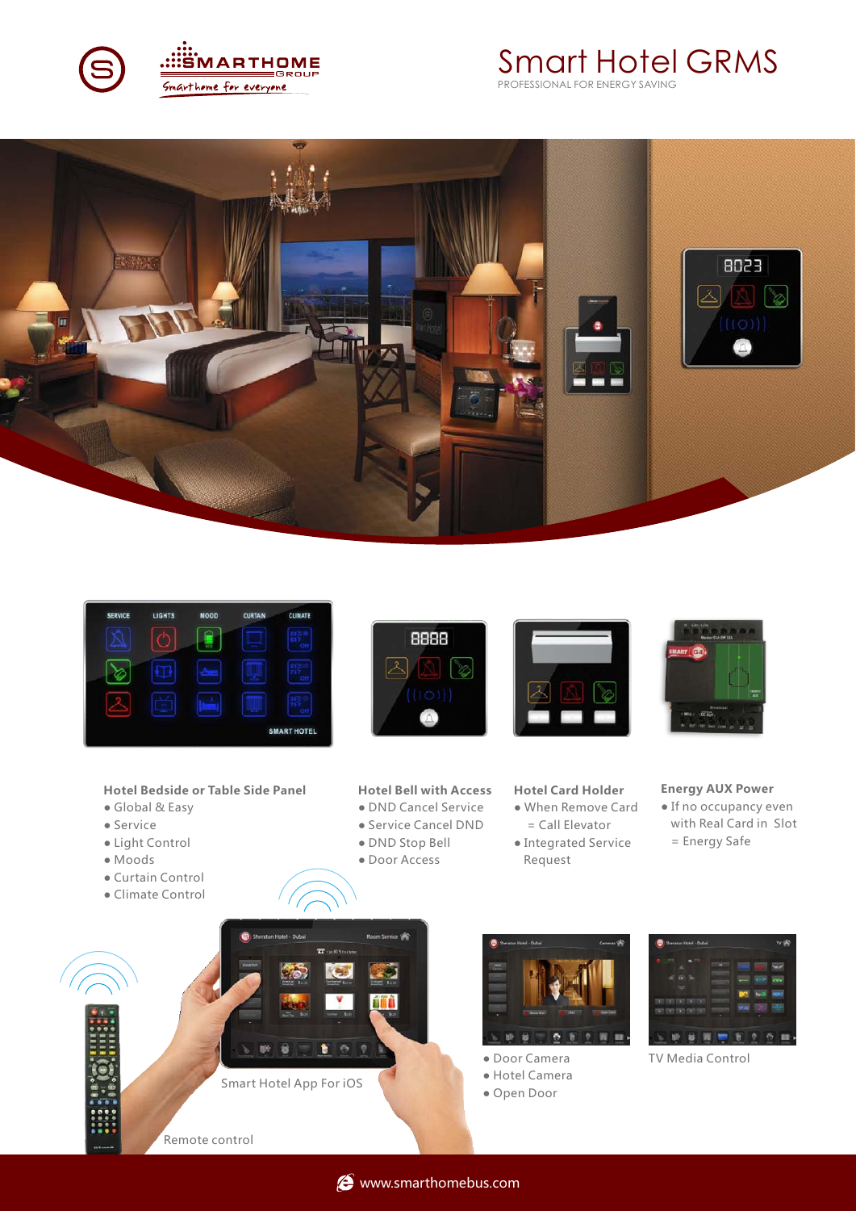SMARTHOME GROUP

Smarthome for everyone

# Smart Hotel GRMS

PROFESSIONAL FOR ENERGY SAVING

### Hotel Bedside or Table Side Panel

- Global & Easy
- Service
- Light Control
- Moods
- Curtain Control
- Climate Control

### Hotel Bell with Access

- DND Cancel Service
- Service Cancel DND
- DND Stop Bell
- Door Access

### Hotel Card Holder

- When Remove Card = Call Elevator
- Integrated Service Request

### Energy AUX Power

- If no occupancy even with Real Card in Slot = Energy Safe

Smart Hotel App For iOS

Remote control

- Door Camera
- Hotel Camera
- Open Door

TV Media Control

www.smarthomebus.com